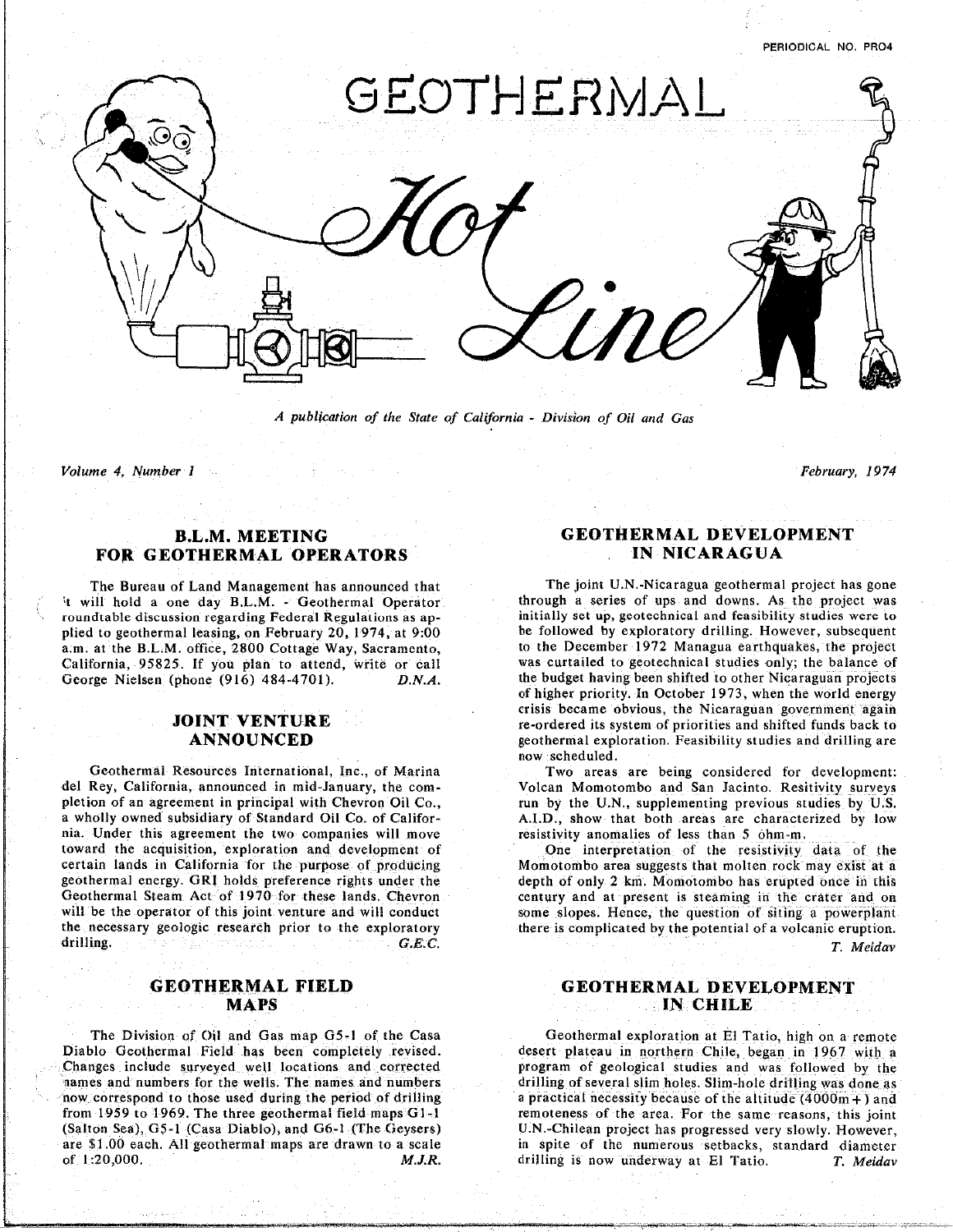PERIODICAL NO. PRO4

# GEOTHERMAL Hot Line

*A publication of the State of California - Division of Oil and Gas*

*Volume 4, Number 1* *February, 1974*

## B.L.M. MEETING FOR GEOTHERMAL OPERATORS

The Bureau of Land Management has announced that it will hold a one day B.L.M. - Geothermal Operator roundtable discussion regarding Federal Regulations as applied to geothermal leasing, on February 20, 1974, at 9:00 a.m. at the B.L.M. office, 2800 Cottage Way, Sacramento, California, 95825. If you plan to attend, write or call George Nielsen (phone (916) 484-4701). *D.N.A.*

## JOINT VENTURE ANNOUNCED

Geothermal Resources International, Inc., of Marina del Rey, California, announced in mid-January, the completion of an agreement in principal with Chevron Oil Co., a wholly owned subsidiary of Standard Oil Co. of California. Under this agreement the two companies will move toward the acquisition, exploration and development of certain lands in California for the purpose of producing geothermal energy. GRI holds preference rights under the Geothermal Steam Act of 1970 for these lands. Chevron will be the operator of this joint venture and will conduct the necessary geologic research prior to the exploratory drilling. *G.E.C.*

## GEOTHERMAL FIELD MAPS

The Division of Oil and Gas map G5-1 of the Casa Diablo Geothermal Field has been completely revised. Changes include surveyed well locations and corrected names and numbers for the wells. The names and numbers now correspond to those used during the period of drilling from 1959 to 1969. The three geothermal field maps G1-1 (Salton Sea), G5-1 (Casa Diablo), and G6-1 (The Geysers) are $1.00 each. All geothermal maps are drawn to a scale of 1:20,000. *M.J.R.*

## GEOTHERMAL DEVELOPMENT IN NICARAGUA

The joint U.N.-Nicaragua geothermal project has gone through a series of ups and downs. As the project was initially set up, geotechnical and feasibility studies were to be followed by exploratory drilling. However, subsequent to the December 1972 Managua earthquakes, the project was curtailed to geotechnical studies only; the balance of the budget having been shifted to other Nicaraguan projects of higher priority. In October 1973, when the world energy crisis became obvious, the Nicaraguan government again re-ordered its system of priorities and shifted funds back to geothermal exploration. Feasibility studies and drilling are now scheduled.

Two areas are being considered for development: Volcan Momotombo and San Jacinto. Resitivity surveys run by the U.N., supplementing previous studies by U.S. A.I.D., show that both areas are characterized by low resistivity anomalies of less than 5 ohm-m.

One interpretation of the resistivity data of the Momotombo area suggests that molten rock may exist at a depth of only 2 km. Momotombo has erupted once in this century and at present is steaming in the crater and on some slopes. Hence, the question of siting a powerplant there is complicated by the potential of a volcanic eruption.

*T. Meidav*

## GEOTHERMAL DEVELOPMENT IN CHILE

Geothermal exploration at El Tatio, high on a remote desert plateau in northern Chile, began in 1967 with a program of geological studies and was followed by the drilling of several slim holes. Slim-hole drilling was done as a practical necessity because of the altitude (4000m+) and remoteness of the area. For the same reasons, this joint U.N.-Chilean project has progressed very slowly. However, in spite of the numerous setbacks, standard diameter drilling is now underway at El Tatio. *T. Meidav*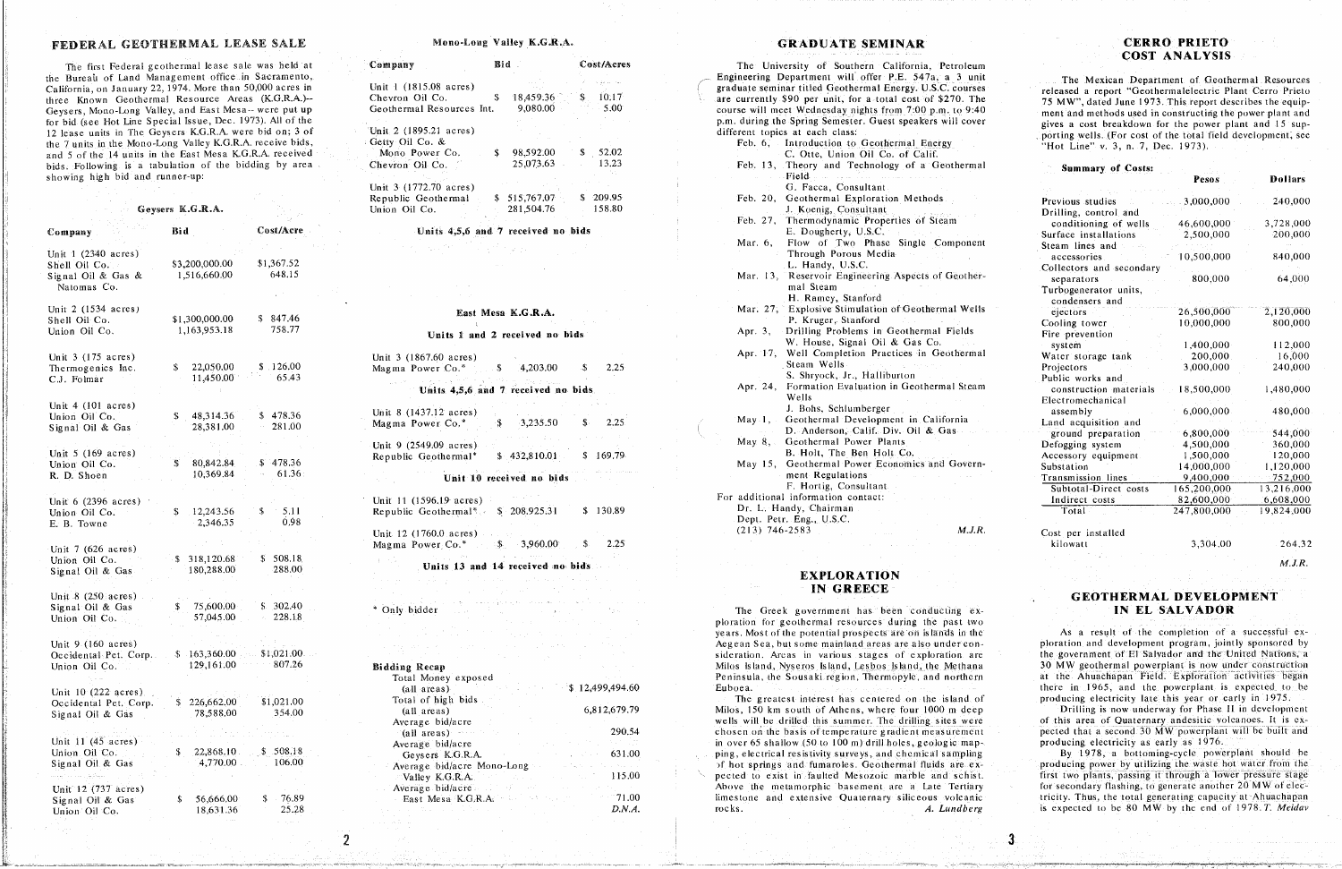## FEDERAL GEOTHERMAL LEASE SALE

The first Federal geothermal lease sale was held at the Bureau of Land Management office in Sacramento, California, on January 22, 1974. More than 50,000 acres in three Known Geothermal Resource Areas (K.G.R.A.)-- Geysers, Mono-Long Valley, and East Mesa-- were put up for bid (see Hot Line Special Issue, Dec. 1973). All of the 12 lease units in The Geysers K.G.R.A. were bid on; 3 of the 7 units in the Mono-Long Valley K.G.R.A. receive bids, and 5 of the 14 units in the East Mesa K.G.R.A. received bids. Following is a tabulation of the bidding by area showing high bid and runner-up:

### Geysers K.G.R.A.

| Company | Bid | Cost/Acre |
|---|---|---|
| **Unit 1 (2340 acres)** | | |
| Shell Oil Co. | $3,200,000.00 | $1,367.52 |
| Signal Oil & Gas & Natomas Co. | 1,516,660.00 | 648.15 |
| **Unit 2 (1534 acres)** | | |
| Shell Oil Co. | $1,300,000.00 | $ 847.46 |
| Union Oil Co. | 1,163,953.18 | 758.77 |
| **Unit 3 (175 acres)** | | |
| Thermogenics Inc. | $ 22,050.00 | $ 126.00 |
| C.J. Folmar | 11,450.00 | 65.43 |
| **Unit 4 (101 acres)** | | |
| Union Oil Co. | $ 48,314.36 | $ 478.36 |
| Signal Oil & Gas | 28,381.00 | 281.00 |
| **Unit 5 (169 acres)** | | |
| Union Oil Co. | $ 80,842.84 | $ 478.36 |
| R. D. Shoen | 10,369.84 | 61.36 |
| **Unit 6 (2396 acres)** | | |
| Union Oil Co. | $ 12,243.56 | $ 5.11 |
| E. B. Towne | 2,346.35 | 0.98 |
| **Unit 7 (626 acres)** | | |
| Union Oil Co. | $ 318,120.68 | $ 508.18 |
| Signal Oil & Gas | 180,288.00 | 288.00 |
| **Unit 8 (250 acres)** | | |
| Signal Oil & Gas | $ 75,600.00 | $ 302.40 |
| Union Oil Co. | 57,045.00 | 228.18 |
| **Unit 9 (160 acres)** | | |
| Occidental Pet. Corp. | $ 163,360.00 | $1,021.00 |
| Union Oil Co. | 129,161.00 | 807.26 |
| **Unit 10 (222 acres)** | | |
| Occidental Pet. Corp. | $ 226,662.00 | $1,021.00 |
| Signal Oil & Gas | 78,588.00 | 354.00 |
| **Unit 11 (45 acres)** | | |
| Union Oil Co. | $ 22,868.10 | $ 508.18 |
| Signal Oil & Gas | 4,770.00 | 106.00 |
| **Unit 12 (737 acres)** | | |
| Signal Oil & Gas | $ 56,666.00 | $ 76.89 |
| Union Oil Co. | 18,631.36 | 25.28 |

### Mono-Long Valley K.G.R.A.

| Company | Bid | Cost/Acres |
|---|---|---|
| **Unit 1 (1815.08 acres)** | | |
| Chevron Oil Co. | $ 18,459.36 | $ 10.17 |
| Geothermal Resources Int. | 9,080.00 | 5.00 |
| **Unit 2 (1895.21 acres)** | | |
| Getty Oil Co. & Mono Power Co. | $ 98,592.00 | $ 52.02 |
| Chevron Oil Co. | 25,073.63 | 13.23 |
| **Unit 3 (1772.70 acres)** | | |
| Republic Geothermal | $ 515,767.07 | $ 209.95 |
| Union Oil Co. | 281,504.76 | 158.80 |

**Units 4,5,6 and 7 received no bids**

### East Mesa K.G.R.A.

**Units 1 and 2 received no bids**

| Company | Bid | Cost/Acres |
|---|---|---|
| **Unit 3 (1867.60 acres)** | | |
| Magma Power Co.* | $ 4,203.00 | $ 2.25 |

**Units 4,5,6 and 7 received no bids**

| Company | Bid | Cost/Acres |
|---|---|---|
| **Unit 8 (1437.12 acres)** | | |
| Magma Power Co.* | $ 3,235.50 | $ 2.25 |
| **Unit 9 (2549.09 acres)** | | |
| Republic Geothermal* | $ 432,810.01 | $ 169.79 |

**Unit 10 received no bids**

| Company | Bid | Cost/Acres |
|---|---|---|
| **Unit 11 (1596.19 acres)** | | |
| Republic Geothermal* | $ 208,925.31 | $ 130.89 |
| **Unit 12 (1760.0 acres)** | | |
| Magma Power Co.* | $ 3,960.00 | $ 2.25 |

**Units 13 and 14 received no bids**

\* Only bidder

**Bidding Recap**

| | |
|---|---|
| Total Money exposed (all areas) | $ 12,499,494.60 |
| Total of high bids (all areas) | 6,812,679.79 |
| Average bid/acre (all areas) | 290.54 |
| Average bid/acre Geysers K.G.R.A. | 631.00 |
| Average bid/acre Mono-Long Valley K.G.R.A. | 115.00 |
| Average bid/acre East Mesa K.G.R.A. | 71.00 |

*D.N.A.*

## GRADUATE SEMINAR

The University of Southern California, Petroleum Engineering Department will offer P.E. 547a, a 3 unit graduate seminar titled Geothermal Energy. U.S.C. courses are currently $90 per unit, for a total cost of $270. The course will meet Wednesday nights from 7:00 p.m. to 9:40 p.m. during the Spring Semester. Guest speakers will cover different topics at each class:

- Feb. 6, Introduction to Geothermal Energy — C. Otte, Union Oil Co. of Calif.
- Feb. 13, Theory and Technology of a Geothermal Field — G. Facca, Consultant
- Feb. 20, Geothermal Exploration Methods — J. Koenig, Consultant
- Feb. 27, Thermodynamic Properties of Steam — E. Dougherty, U.S.C.
- Mar. 6, Flow of Two Phase Single Component Through Porous Media — L. Handy, U.S.C.
- Mar. 13, Reservoir Engineering Aspects of Geothermal Steam — H. Ramey, Stanford
- Mar. 27, Explosive Stimulation of Geothermal Wells — P. Kruger, Stanford
- Apr. 3, Drilling Problems in Geothermal Fields — W. House, Signal Oil & Gas Co.
- Apr. 17, Well Completion Practices in Geothermal Steam Wells — S. Shryock, Jr., Halliburton
- Apr. 24, Formation Evaluation in Geothermal Steam Wells — J. Bohs, Schlumberger
- May 1, Geothermal Development in California — D. Anderson, Calif. Div. Oil & Gas
- May 8, Geothermal Power Plants — B. Holt, The Ben Holt Co.
- May 15, Geothermal Power Economics and Government Regulations — F. Hortig, Consultant

For additional information contact:
Dr. L. Handy, Chairman
Dept. Petr. Eng., U.S.C.
(213) 746-2583

*M.J.R.*

## EXPLORATION IN GREECE

The Greek government has been conducting exploration for geothermal resources during the past two years. Most of the potential prospects are on islands in the Aegean Sea, but some mainland areas are also under consideration. Areas in various stages of exploration are Milos Island, Nyseros Island, Lesbos Island, the Methana Peninsula, the Sousaki region, Thermopyle, and northern Euboea.

The greatest interest has centered on the island of Milos, 150 km south of Athens, where four 1000 m deep wells will be drilled this summer. The drilling sites were chosen on the basis of temperature gradient measurement in over 65 shallow (50 to 100 m) drill holes, geologic mapping, electrical resistivity surveys, and chemical sampling of hot springs and fumaroles. Geothermal fluids are expected to exist in faulted Mesozoic marble and schist. Above the metamorphic basement are a Late Tertiary limestone and extensive Quaternary siliceous volcanic rocks. *A. Lundberg*

## CERRO PRIETO COST ANALYSIS

The Mexican Department of Geothermal Resources released a report "Geothermalelectric Plant Cerro Prieto 75 MW", dated June 1973. This report describes the equipment and methods used in constructing the power plant and gives a cost breakdown for the power plant and 15 supporting wells. (For cost of the total field development, see "Hot Line" v. 3, n. 7, Dec. 1973).

**Summary of Costs:**

| | Pesos | Dollars |
|---|---|---|
| Previous studies | 3,000,000 | 240,000 |
| Drilling, control and conditioning of wells | 46,600,000 | 3,728,000 |
| Surface installations | 2,500,000 | 200,000 |
| Steam lines and accessories | 10,500,000 | 840,000 |
| Collectors and secondary separators | 800,000 | 64,000 |
| Turbogenerator units, condensers and ejectors | 26,500,000 | 2,120,000 |
| Cooling tower | 10,000,000 | 800,000 |
| Fire prevention system | 1,400,000 | 112,000 |
| Water storage tank | 200,000 | 16,000 |
| Projectors | 3,000,000 | 240,000 |
| Public works and construction materials | 18,500,000 | 1,480,000 |
| Electromechanical assembly | 6,000,000 | 480,000 |
| Land acquisition and ground preparation | 6,800,000 | 544,000 |
| Defogging system | 4,500,000 | 360,000 |
| Accessory equipment | 1,500,000 | 120,000 |
| Substation | 14,000,000 | 1,120,000 |
| Transmission lines | 9,400,000 | 752,000 |
| Subtotal-Direct costs | 165,200,000 | 13,216,000 |
| Indirect costs | 82,600,000 | 6,608,000 |
| Total | 247,800,000 | 19,824,000 |
| Cost per installed kilowatt | 3,304.00 | 264.32 |

*M.J.R.*

## GEOTHERMAL DEVELOPMENT IN EL SALVADOR

As a result of the completion of a successful exploration and development program, jointly sponsored by the government of El Salvador and the United Nations, a 30 MW geothermal powerplant is now under construction at the Ahuachapan Field. Exploration activities began there in 1965, and the powerplant is expected to be producing electricity late this year or early in 1975.

Drilling is now underway for Phase II in development of this area of Quaternary andesitic volcanoes. It is expected that a second 30 MW powerplant will be built and producing electricity as early as 1976.

By 1978, a bottoming-cycle powerplant should be producing power by utilizing the waste hot water from the first two plants, passing it through a lower pressure stage for secondary flashing, to generate another 20 MW of electricity. Thus, the total generating capacity at Ahuachapan is expected to be 80 MW by the end of 1978. *T. Meidav*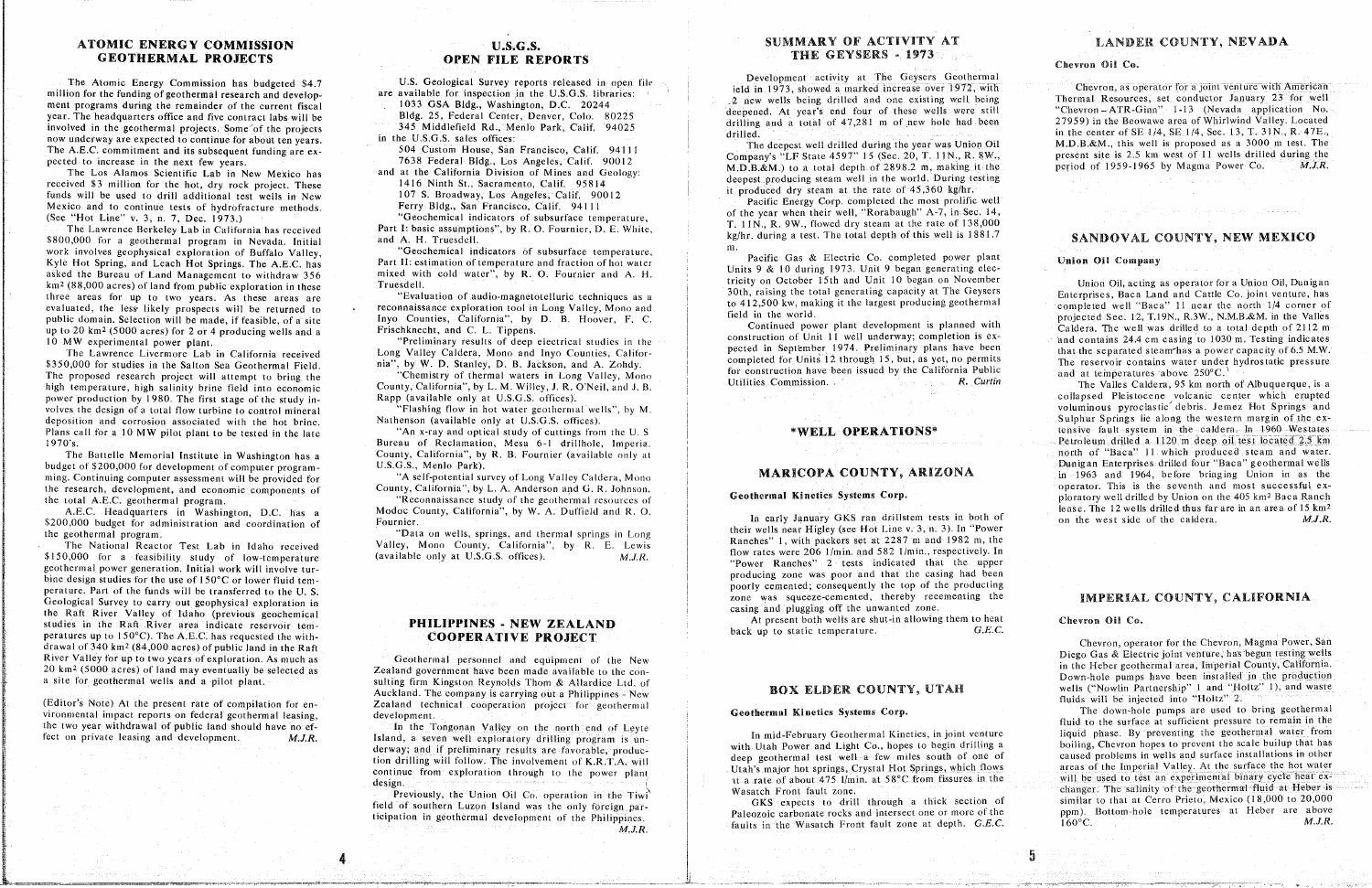## ATOMIC ENERGY COMMISSION GEOTHERMAL PROJECTS

The Atomic Energy Commission has budgeted $4.7 million for the funding of geothermal research and development programs during the remainder of the current fiscal year. The headquarters office and five contract labs will be involved in the geothermal projects. Some of the projects now underway are expected to continue for about ten years. The A.E.C. commitment and its subsequent funding are expected to increase in the next few years.

The Los Alamos Scientific Lab in New Mexico has received $3 million for the hot, dry rock project. These funds will be used to drill additional test wells in New Mexico and to continue tests of hydrofracture methods. (See "Hot Line" v. 3, n. 7, Dec. 1973.)

The Lawrence Berkeley Lab in California has received $800,000 for a geothermal program in Nevada. Initial work involves geophysical exploration of Buffalo Valley, Kyle Hot Spring, and Leach Hot Springs. The A.E.C. has asked the Bureau of Land Management to withdraw 356 km² (88,000 acres) of land from public exploration in these three areas for up to two years. As these areas are evaluated, the less likely prospects will be returned to public domain. Selection will be made, if feasible, of a site up to 20 km² (5000 acres) for 2 or 4 producing wells and a 10 MW experimental power plant.

The Lawrence Livermore Lab in California received $350,000 for studies in the Salton Sea Geothermal Field. The proposed research project will attempt to bring the high temperature, high salinity brine field into economic power production by 1980. The first stage of the study involves the design of a total flow turbine to control mineral deposition and corrosion associated with the hot brine. Plans call for a 10 MW pilot plant to be tested in the late 1970's.

The Battelle Memorial Institute in Washington has a budget of $200,000 for development of computer programming. Continuing computer assessment will be provided for the research, development, and economic components of the total A.E.C. geothermal program.

A.E.C. Headquarters in Washington, D.C. has a $200,000 budget for administration and coordination of the geothermal program.

The National Reactor Test Lab in Idaho received $150,000 for a feasibility study of low-temperature geothermal power generation. Initial work will involve turbine design studies for the use of 150°C or lower fluid temperature. Part of the funds will be transferred to the U. S. Geological Survey to carry out geophysical exploration in the Raft River Valley of Idaho (previous geochemical studies in the Raft River area indicate reservoir temperatures up to 150°C). The A.E.C. has requested the withdrawal of 340 km² (84,000 acres) of public land in the Raft River Valley for up to two years of exploration. As much as 20 km² (5000 acres) of land may eventually be selected as a site for geothermal wells and a pilot plant.

(Editor's Note) At the present rate of compilation for environmental impact reports on federal geothermal leasing, the two year withdrawal of public land should have no effect on private leasing and development. *M.J.R.*

## U.S.G.S. OPEN FILE REPORTS

U.S. Geological Survey reports released in open file are available for inspection in the U.S.G.S. libraries:

1033 GSA Bldg., Washington, D.C. 20244
Bldg. 25, Federal Center, Denver, Colo. 80225
345 Middlefield Rd., Menlo Park, Calif. 94025

in the U.S.G.S. sales offices:

504 Custom House, San Francisco, Calif. 94111
7638 Federal Bldg., Los Angeles, Calif. 90012

and at the California Division of Mines and Geology:

1416 Ninth St., Sacramento, Calif. 95814
107 S. Broadway, Los Angeles, Calif. 90012
Ferry Bldg., San Francisco, Calif. 94111

"Geochemical indicators of subsurface temperature, Part I: basic assumptions", by R. O. Fournier, D. E. White, and A. H. Truesdell.

"Geochemical indicators of subsurface temperature, Part II: estimation of temperature and fraction of hot water mixed with cold water", by R. O. Fournier and A. H. Truesdell.

"Evaluation of audio-magnetotelluric techniques as a reconnaissance exploration tool in Long Valley, Mono and Inyo Counties, California", by D. B. Hoover, F. C. Frischknecht, and C. L. Tippens.

"Preliminary results of deep electrical studies in the Long Valley Caldera, Mono and Inyo Counties, California", by W. D. Stanley, D. B. Jackson, and A. Zohdy.

"Chemistry of thermal waters in Long Valley, Mono County, California", by L. M. Willey, J. R. O'Neil, and J. B. Rapp (available only at U.S.G.S. offices).

"Flashing flow in hot water geothermal wells", by M. Nathenson (available only at U.S.G.S. offices).

"An x-ray and optical study of cuttings from the U. S Bureau of Reclamation, Mesa 6-1 drillhole, Imperial County, California", by R. B. Fournier (available only at U.S.G.S., Menlo Park).

"A self-potential survey of Long Valley Caldera, Mono County, California", by L. A. Anderson and G. R. Johnson.

"Reconnaissance study of the geothermal resources of Modoc County, California", by W. A. Duffield and R. O. Fournier.

"Data on wells, springs, and thermal springs in Long Valley, Mono County, California", by R. E. Lewis (available only at U.S.G.S. offices). *M.J.R.*

## PHILIPPINES - NEW ZEALAND COOPERATIVE PROJECT

Geothermal personnel and equipment of the New Zealand government have been made available to the consulting firm Kingston Reynolds Thom & Allardice Ltd. of Auckland. The company is carrying out a Philippines - New Zealand technical cooperation project for geothermal development.

In the Tongonan Valley on the north end of Leyte Island, a seven well exploratory drilling program is underway; and if preliminary results are favorable, production drilling will follow. The involvement of K.R.T.A. will continue from exploration through to the power plant design.

Previously, the Union Oil Co. operation in the Tiwi field of southern Luzon Island was the only foreign participation in geothermal development of the Philippines. *M.J.R.*

## SUMMARY OF ACTIVITY AT THE GEYSERS - 1973

Development activity at The Geysers Geothermal field in 1973, showed a marked increase over 1972, with 2 new wells being drilled and one existing well being deepened. At year's end four of these wells were still drilling and a total of 47,281 m of new hole had been drilled.

The deepest well drilled during the year was Union Oil Company's "LF State 4597" 15 (Sec. 20, T. 11N., R. 8W., M.D.B.&M.) to a total depth of 2898.2 m, making it the deepest producing steam well in the world. During testing it produced dry steam at the rate of 45,360 kg/hr.

Pacific Energy Corp. completed the most prolific well of the year when their well, "Rorabaugh" A-7, in Sec. 14, T. 11N., R. 9W., flowed dry steam at the rate of 138,000 kg/hr. during a test. The total depth of this well is 1881.7 m.

Pacific Gas & Electric Co. completed power plant Units 9 & 10 during 1973. Unit 9 began generating electricity on October 15th and Unit 10 began on November 30th, raising the total generating capacity at The Geysers to 412,500 kw, making it the largest producing geothermal field in the world.

Continued power plant development is planned with construction of Unit 11 well underway; completion is expected in September 1974. Preliminary plans have been completed for Units 12 through 15, but, as yet, no permits for construction have been issued by the California Public Utilities Commission. *R. Curtin*

## *WELL OPERATIONS*

## MARICOPA COUNTY, ARIZONA

**Geothermal Kinetics Systems Corp.**

In early January GKS ran drillstem tests in both of their wells near Higley (see Hot Line v. 3, n. 3). In "Power Ranches" 1, with packers set at 2287 m and 1982 m, the flow rates were 206 l/min. and 582 l/min., respectively. In "Power Ranches" 2 tests indicated that the upper producing zone was poor and that the casing had been poorly cemented; consequently the top of the producing zone was squeeze-cemented, thereby recementing the casing and plugging off the unwanted zone.

At present both wells are shut-in allowing them to heat back up to static temperature. *G.E.C.*

## BOX ELDER COUNTY, UTAH

**Geothermal Kinetics Systems Corp.**

In mid-February Geothermal Kinetics, in joint venture with Utah Power and Light Co., hopes to begin drilling a deep geothermal test well a few miles south of one of Utah's major hot springs, Crystal Hot Springs, which flows at a rate of about 475 l/min. at 58°C from fissures in the Wasatch Front fault zone.

GKS expects to drill through a thick section of Paleozoic carbonate rocks and intersect one or more of the faults in the Wasatch Front fault zone at depth. *G.E.C.*

## LANDER COUNTY, NEVADA

**Chevron Oil Co.**

Chevron, as operator for a joint venture with American Thermal Resources, set conductor January 23 for well "Chevron - ATR-Ginn" 1-13 (Nevada application No. 27959) in the Beowawe area of Whirlwind Valley. Located in the center of SE 1/4, SE 1/4, Sec. 13, T. 31N., R. 47E., M.D.B.&M., this well is proposed as a 3000 m test. The present site is 2.5 km west of 11 wells drilled during the period of 1959-1965 by Magma Power Co. *M.J.R.*

## SANDOVAL COUNTY, NEW MEXICO

**Union Oil Company**

Union Oil, acting as operator for a Union Oil, Dunigan Enterprises, Baca Land and Cattle Co. joint venture, has completed well "Baca" 11 near the north 1/4 corner of projected Sec. 12, T.19N., R.3W., N.M.B.&M. in the Valles Caldera. The well was drilled to a total depth of 2112 m and contains 24.4 cm casing to 1030 m. Testing indicates that the separated steam has a power capacity of 6.5 M.W. The reservoir contains water under hydrostatic pressure and at temperatures above 250°C.

The Valles Caldera, 95 km north of Albuquerque, is a collapsed Pleistocene volcanic center which erupted voluminous pyroclastic debris. Jemez Hot Springs and Sulphur Springs lie along the western margin of the extensive fault system in the caldera. In 1960 Westates Petroleum drilled a 1120 m deep oil test located 2.5 km north of "Baca" 11 which produced steam and water. Dunigan Enterprises drilled four "Baca" geothermal wells in 1963 and 1964, before bringing Union in as the operator. This is the seventh and most successful exploratory well drilled by Union on the 405 km² Baca Ranch lease. The 12 wells drilled thus far are in an area of 15 km² on the west side of the caldera. *M.J.R.*

## IMPERIAL COUNTY, CALIFORNIA

**Chevron Oil Co.**

Chevron, operator for the Chevron, Magma Power, San Diego Gas & Electric joint venture, has begun testing wells in the Heber geothermal area, Imperial County, California. Down-hole pumps have been installed in the production wells ("Nowlin Partnership" 1 and "Holtz" 1), and waste fluids will be injected into "Holtz" 2.

The down-hole pumps are used to bring geothermal fluid to the surface at sufficient pressure to remain in the liquid phase. By preventing the geothermal water from boiling, Chevron hopes to prevent the scale buildup that has caused problems in wells and surface installations in other areas of the Imperial Valley. At the surface the hot water will be used to test an experimental binary cycle heat exchanger. The salinity of the geothermal fluid at Heber is similar to that at Cerro Prieto, Mexico (18,000 to 20,000 ppm). Bottom-hole temperatures at Heber are above 160°C. *M.J.R.*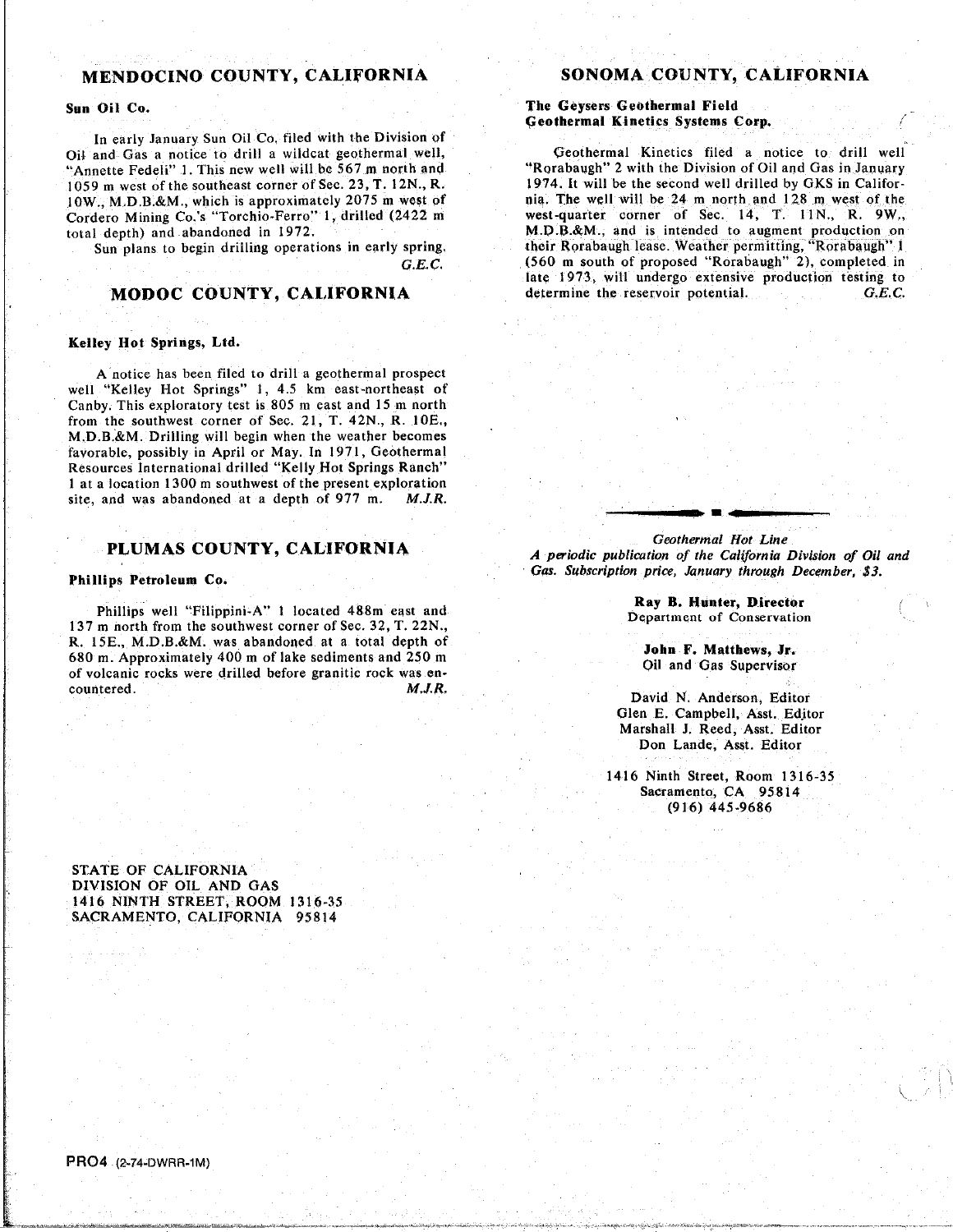## MENDOCINO COUNTY, CALIFORNIA

**Sun Oil Co.**

In early January Sun Oil Co. filed with the Division of Oil and Gas a notice to drill a wildcat geothermal well, "Annette Fedeli" 1. This new well will be 567 m north and 1059 m west of the southeast corner of Sec. 23, T. 12N., R. 10W., M.D.B.&M., which is approximately 2075 m west of Cordero Mining Co.'s "Torchio-Ferro" 1, drilled (2422 m total depth) and abandoned in 1972.

Sun plans to begin drilling operations in early spring.

*G.E.C.*

## MODOC COUNTY, CALIFORNIA

**Kelley Hot Springs, Ltd.**

A notice has been filed to drill a geothermal prospect well "Kelley Hot Springs" 1, 4.5 km east-northeast of Canby. This exploratory test is 805 m east and 15 m north from the southwest corner of Sec. 21, T. 42N., R. 10E., M.D.B.&M. Drilling will begin when the weather becomes favorable, possibly in April or May. In 1971, Geothermal Resources International drilled "Kelly Hot Springs Ranch" 1 at a location 1300 m southwest of the present exploration site, and was abandoned at a depth of 977 m. *M.J.R.*

## PLUMAS COUNTY, CALIFORNIA

**Phillips Petroleum Co.**

Phillips well "Filippini-A" 1 located 488m east and 137 m north from the southwest corner of Sec. 32, T. 22N., R. 15E., M.D.B.&M. was abandoned at a total depth of 680 m. Approximately 400 m of lake sediments and 250 m of volcanic rocks were drilled before granitic rock was encountered. *M.J.R.*

## SONOMA COUNTY, CALIFORNIA

**The Geysers Geothermal Field**
**Geothermal Kinetics Systems Corp.**

Geothermal Kinetics filed a notice to drill well "Rorabaugh" 2 with the Division of Oil and Gas in January 1974. It will be the second well drilled by GKS in California. The well will be 24 m north and 128 m west of the west-quarter corner of Sec. 14, T. 11N., R. 9W., M.D.B.&M., and is intended to augment production on their Rorabaugh lease. Weather permitting, "Rorabaugh" 1 (560 m south of proposed "Rorabaugh" 2), completed in late 1973, will undergo extensive production testing to determine the reservoir potential. *G.E.C.*

---

*Geothermal Hot Line*
*A periodic publication of the California Division of Oil and Gas. Subscription price, January through December, $3.*

**Ray B. Hunter, Director**
Department of Conservation

**John F. Matthews, Jr.**
Oil and Gas Supervisor

David N. Anderson, Editor
Glen E. Campbell, Asst. Editor
Marshall J. Reed, Asst. Editor
Don Lande, Asst. Editor

1416 Ninth Street, Room 1316-35
Sacramento, CA 95814
(916) 445-9686

STATE OF CALIFORNIA
DIVISION OF OIL AND GAS
1416 NINTH STREET, ROOM 1316-35
SACRAMENTO, CALIFORNIA 95814

PRO4 (2-74-DWRR-1M)